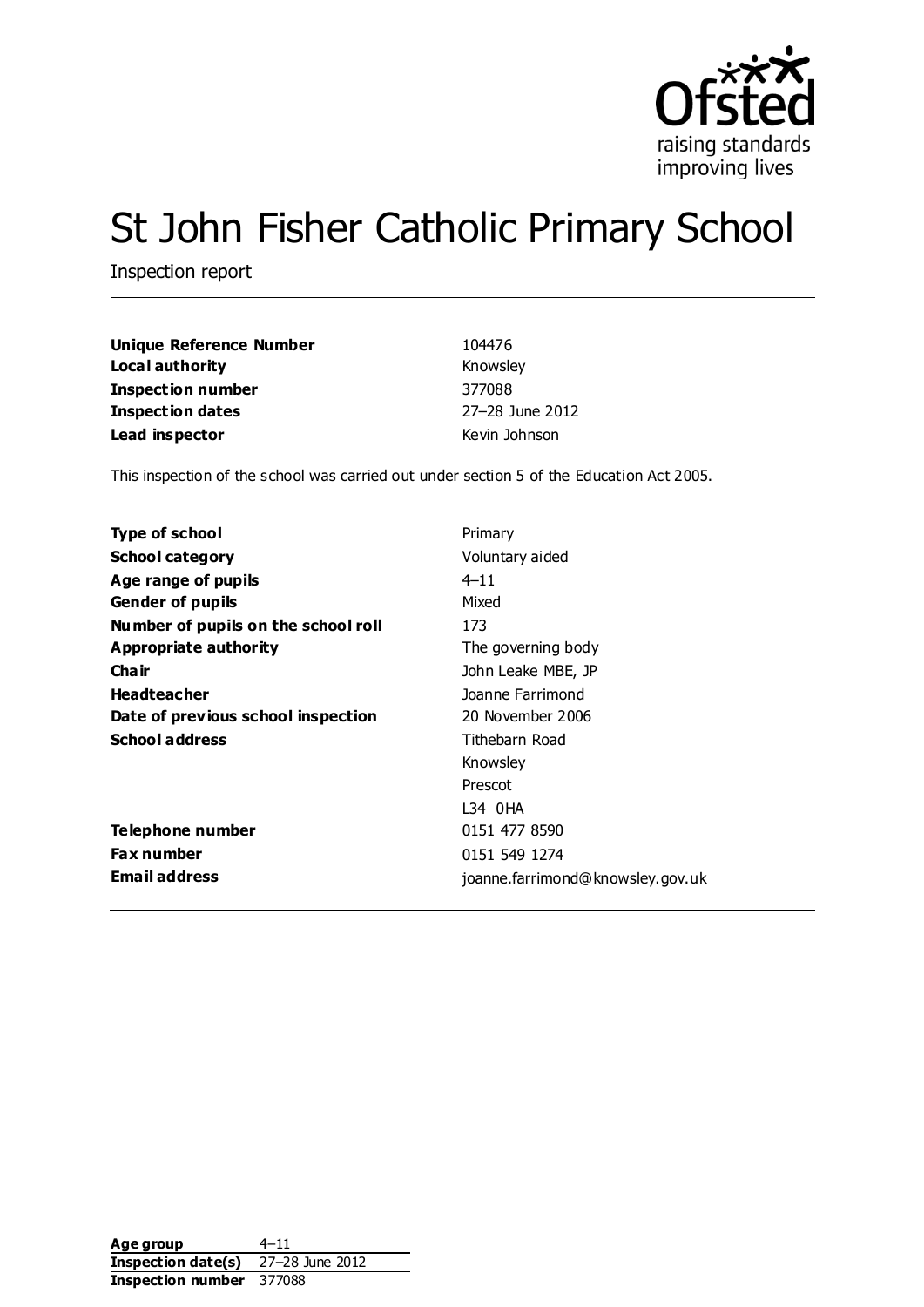# St John Fisher Catholic Primary School

Inspection report

| | |
|---|---|
| **Unique Reference Number** | 104476 |
| **Local authority** | Knowsley |
| **Inspection number** | 377088 |
| **Inspection dates** | 27–28 June 2012 |
| **Lead inspector** | Kevin Johnson |

This inspection of the school was carried out under section 5 of the Education Act 2005.

| | |
|---|---|
| **Type of school** | Primary |
| **School category** | Voluntary aided |
| **Age range of pupils** | 4–11 |
| **Gender of pupils** | Mixed |
| **Number of pupils on the school roll** | 173 |
| **Appropriate authority** | The governing body |
| **Chair** | John Leake MBE, JP |
| **Headteacher** | Joanne Farrimond |
| **Date of previous school inspection** | 20 November 2006 |
| **School address** | Tithebarn Road<br>Knowsley<br>Prescot<br>L34 0HA |
| **Telephone number** | 0151 477 8590 |
| **Fax number** | 0151 549 1274 |
| **Email address** | joanne.farrimond@knowsley.gov.uk |

| | |
|---|---|
| **Age group** | 4–11 |
| **Inspection date(s)** | 27–28 June 2012 |
| **Inspection number** | 377088 |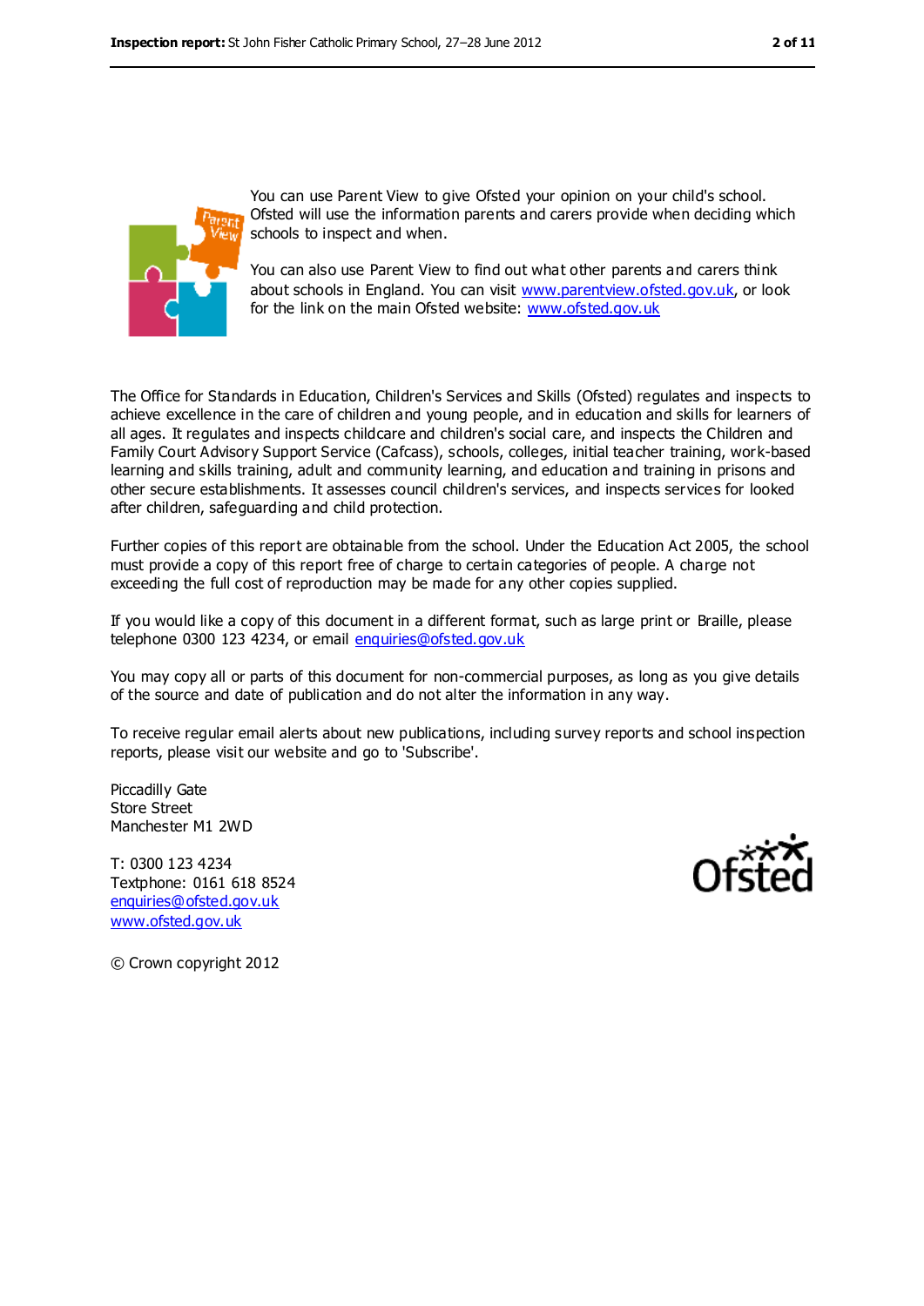You can use Parent View to give Ofsted your opinion on your child's school. Ofsted will use the information parents and carers provide when deciding which schools to inspect and when.

You can also use Parent View to find out what other parents and carers think about schools in England. You can visit www.parentview.ofsted.gov.uk, or look for the link on the main Ofsted website: www.ofsted.gov.uk

The Office for Standards in Education, Children's Services and Skills (Ofsted) regulates and inspects to achieve excellence in the care of children and young people, and in education and skills for learners of all ages. It regulates and inspects childcare and children's social care, and inspects the Children and Family Court Advisory Support Service (Cafcass), schools, colleges, initial teacher training, work-based learning and skills training, adult and community learning, and education and training in prisons and other secure establishments. It assesses council children's services, and inspects services for looked after children, safeguarding and child protection.

Further copies of this report are obtainable from the school. Under the Education Act 2005, the school must provide a copy of this report free of charge to certain categories of people. A charge not exceeding the full cost of reproduction may be made for any other copies supplied.

If you would like a copy of this document in a different format, such as large print or Braille, please telephone 0300 123 4234, or email enquiries@ofsted.gov.uk

You may copy all or parts of this document for non-commercial purposes, as long as you give details of the source and date of publication and do not alter the information in any way.

To receive regular email alerts about new publications, including survey reports and school inspection reports, please visit our website and go to 'Subscribe'.

Piccadilly Gate
Store Street
Manchester M1 2WD

T: 0300 123 4234
Textphone: 0161 618 8524
enquiries@ofsted.gov.uk
www.ofsted.gov.uk

© Crown copyright 2012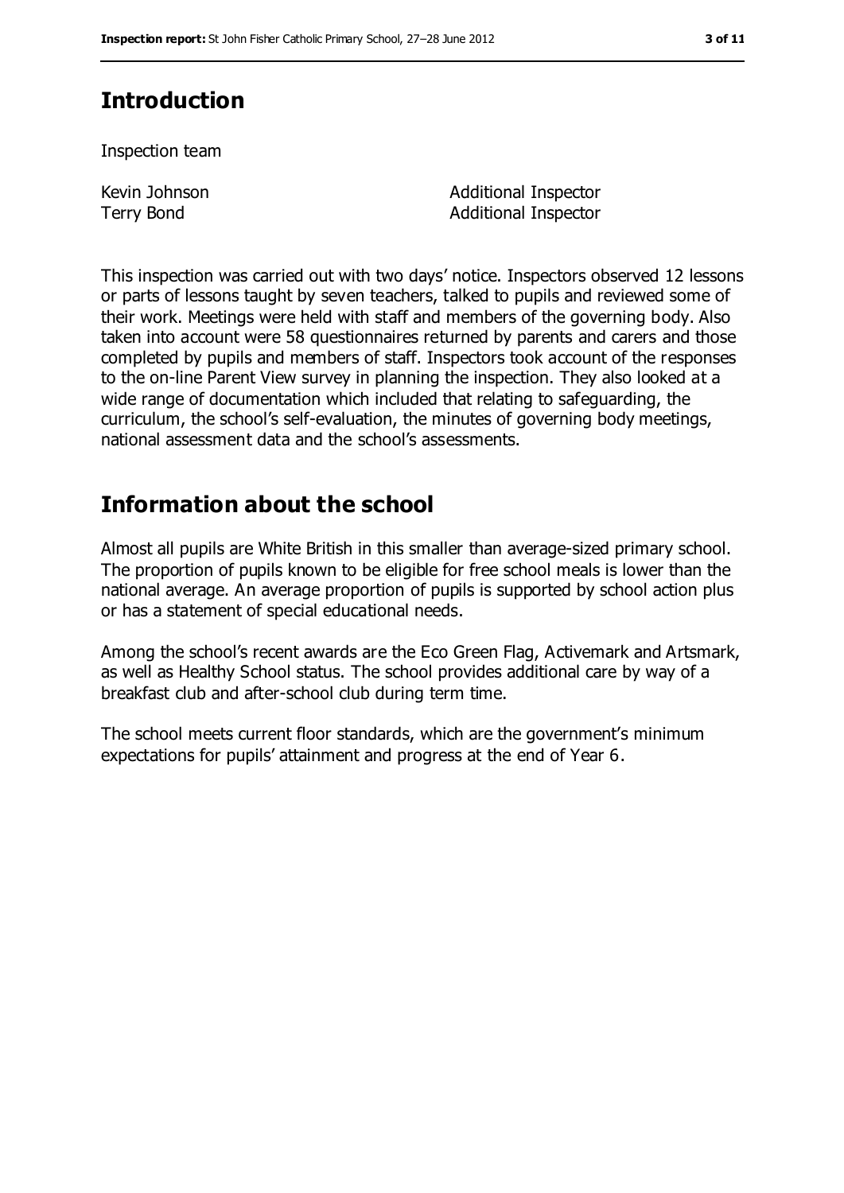## Introduction

Inspection team

| | |
|---|---|
| Kevin Johnson | Additional Inspector |
| Terry Bond | Additional Inspector |

This inspection was carried out with two days' notice. Inspectors observed 12 lessons or parts of lessons taught by seven teachers, talked to pupils and reviewed some of their work. Meetings were held with staff and members of the governing body. Also taken into account were 58 questionnaires returned by parents and carers and those completed by pupils and members of staff. Inspectors took account of the responses to the on-line Parent View survey in planning the inspection. They also looked at a wide range of documentation which included that relating to safeguarding, the curriculum, the school's self-evaluation, the minutes of governing body meetings, national assessment data and the school's assessments.

## Information about the school

Almost all pupils are White British in this smaller than average-sized primary school. The proportion of pupils known to be eligible for free school meals is lower than the national average. An average proportion of pupils is supported by school action plus or has a statement of special educational needs.

Among the school's recent awards are the Eco Green Flag, Activemark and Artsmark, as well as Healthy School status. The school provides additional care by way of a breakfast club and after-school club during term time.

The school meets current floor standards, which are the government's minimum expectations for pupils' attainment and progress at the end of Year 6.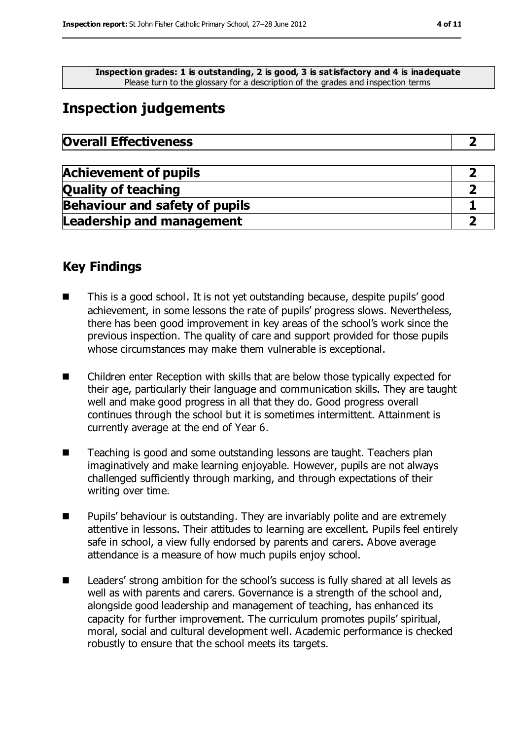**Inspection grades: 1 is outstanding, 2 is good, 3 is satisfactory and 4 is inadequate**
Please turn to the glossary for a description of the grades and inspection terms

# Inspection judgements

| **Overall Effectiveness** | **2** |
|---|---|

| **Achievement of pupils** | **2** |
|---|---|
| **Quality of teaching** | **2** |
| **Behaviour and safety of pupils** | **1** |
| **Leadership and management** | **2** |

## Key Findings

- This is a good school. It is not yet outstanding because, despite pupils' good achievement, in some lessons the rate of pupils' progress slows. Nevertheless, there has been good improvement in key areas of the school's work since the previous inspection. The quality of care and support provided for those pupils whose circumstances may make them vulnerable is exceptional.
- Children enter Reception with skills that are below those typically expected for their age, particularly their language and communication skills. They are taught well and make good progress in all that they do. Good progress overall continues through the school but it is sometimes intermittent. Attainment is currently average at the end of Year 6.
- Teaching is good and some outstanding lessons are taught. Teachers plan imaginatively and make learning enjoyable. However, pupils are not always challenged sufficiently through marking, and through expectations of their writing over time.
- Pupils' behaviour is outstanding. They are invariably polite and are extremely attentive in lessons. Their attitudes to learning are excellent. Pupils feel entirely safe in school, a view fully endorsed by parents and carers. Above average attendance is a measure of how much pupils enjoy school.
- Leaders' strong ambition for the school's success is fully shared at all levels as well as with parents and carers. Governance is a strength of the school and, alongside good leadership and management of teaching, has enhanced its capacity for further improvement. The curriculum promotes pupils' spiritual, moral, social and cultural development well. Academic performance is checked robustly to ensure that the school meets its targets.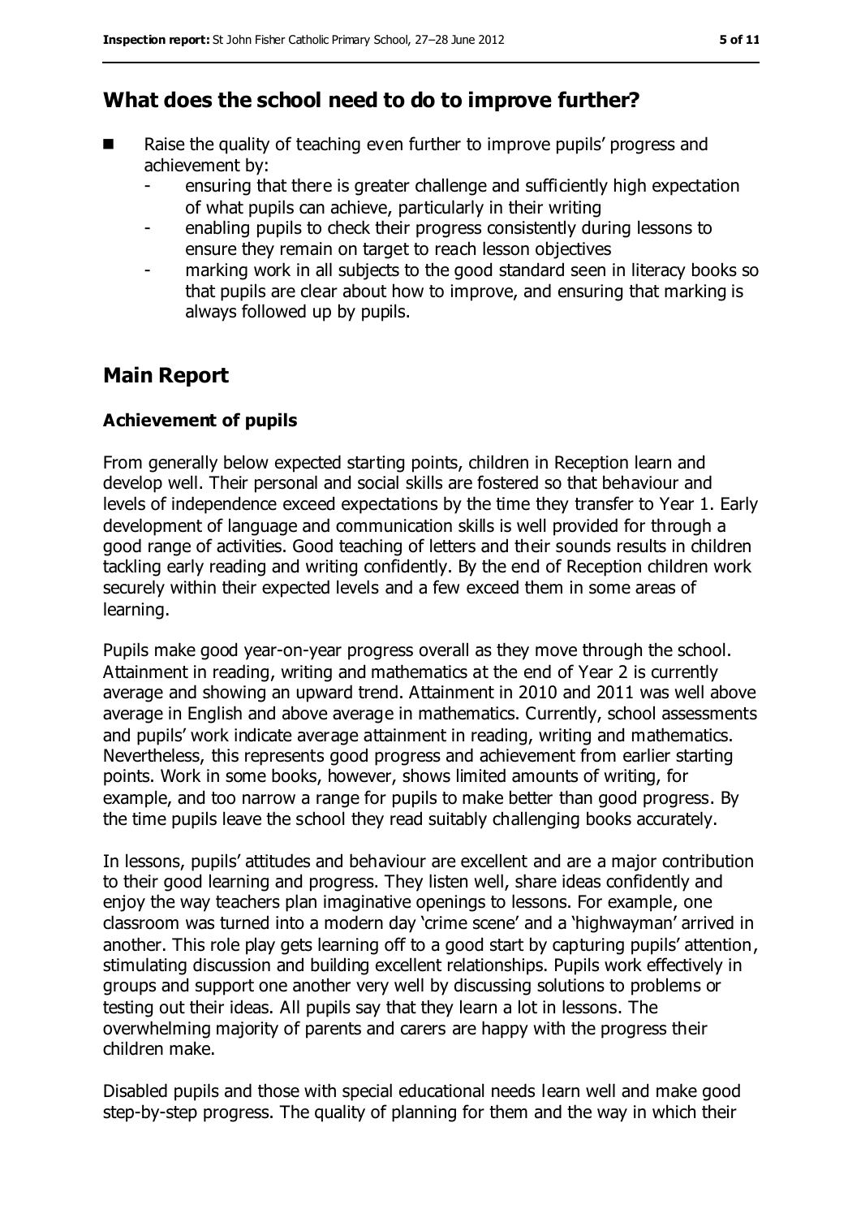## What does the school need to do to improve further?

- Raise the quality of teaching even further to improve pupils' progress and achievement by:
  - ensuring that there is greater challenge and sufficiently high expectation of what pupils can achieve, particularly in their writing
  - enabling pupils to check their progress consistently during lessons to ensure they remain on target to reach lesson objectives
  - marking work in all subjects to the good standard seen in literacy books so that pupils are clear about how to improve, and ensuring that marking is always followed up by pupils.

## Main Report

### Achievement of pupils

From generally below expected starting points, children in Reception learn and develop well. Their personal and social skills are fostered so that behaviour and levels of independence exceed expectations by the time they transfer to Year 1. Early development of language and communication skills is well provided for through a good range of activities. Good teaching of letters and their sounds results in children tackling early reading and writing confidently. By the end of Reception children work securely within their expected levels and a few exceed them in some areas of learning.

Pupils make good year-on-year progress overall as they move through the school. Attainment in reading, writing and mathematics at the end of Year 2 is currently average and showing an upward trend. Attainment in 2010 and 2011 was well above average in English and above average in mathematics. Currently, school assessments and pupils' work indicate average attainment in reading, writing and mathematics. Nevertheless, this represents good progress and achievement from earlier starting points. Work in some books, however, shows limited amounts of writing, for example, and too narrow a range for pupils to make better than good progress. By the time pupils leave the school they read suitably challenging books accurately.

In lessons, pupils' attitudes and behaviour are excellent and are a major contribution to their good learning and progress. They listen well, share ideas confidently and enjoy the way teachers plan imaginative openings to lessons. For example, one classroom was turned into a modern day 'crime scene' and a 'highwayman' arrived in another. This role play gets learning off to a good start by capturing pupils' attention, stimulating discussion and building excellent relationships. Pupils work effectively in groups and support one another very well by discussing solutions to problems or testing out their ideas. All pupils say that they learn a lot in lessons. The overwhelming majority of parents and carers are happy with the progress their children make.

Disabled pupils and those with special educational needs learn well and make good step-by-step progress. The quality of planning for them and the way in which their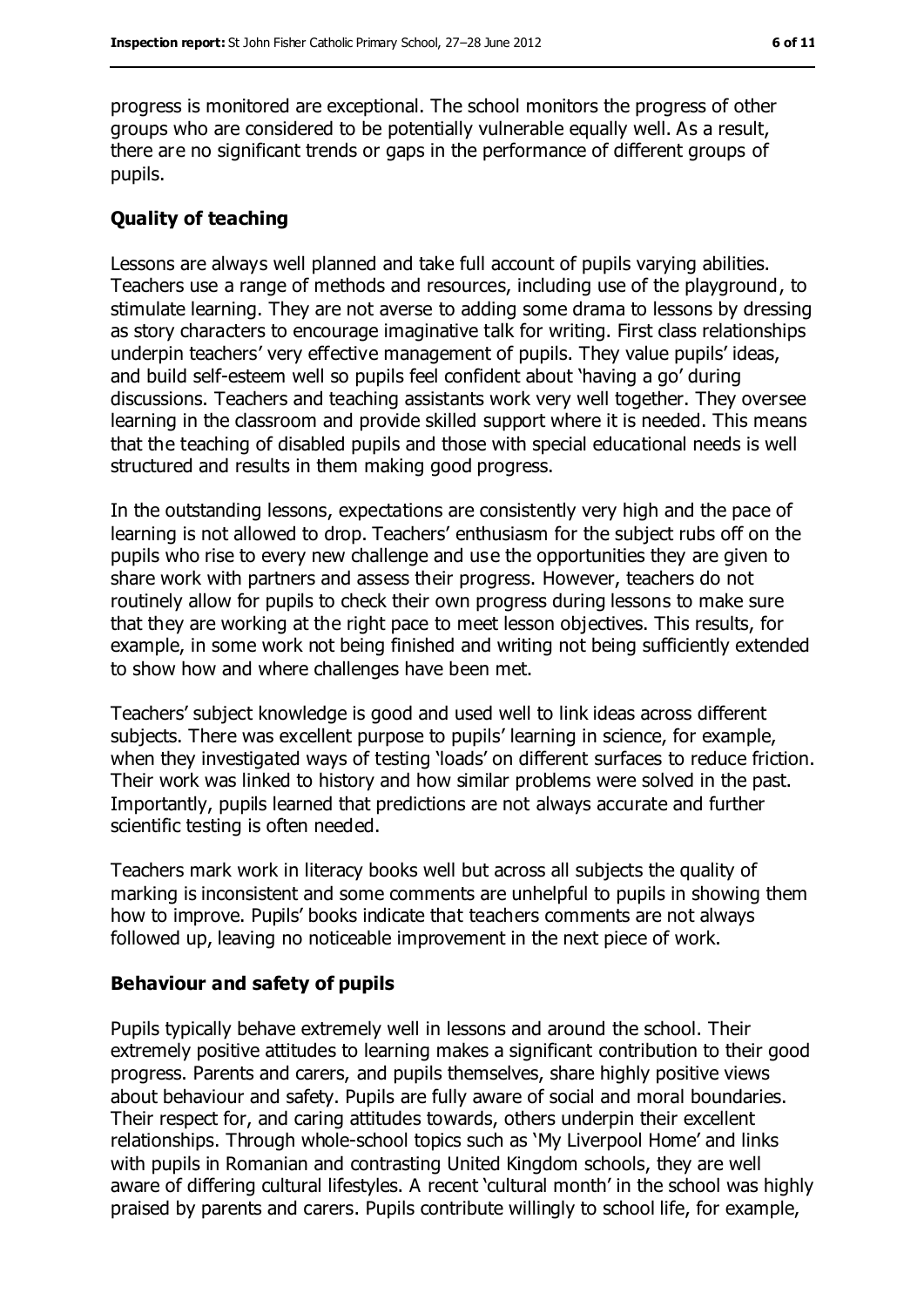progress is monitored are exceptional. The school monitors the progress of other groups who are considered to be potentially vulnerable equally well. As a result, there are no significant trends or gaps in the performance of different groups of pupils.

### Quality of teaching

Lessons are always well planned and take full account of pupils varying abilities. Teachers use a range of methods and resources, including use of the playground, to stimulate learning. They are not averse to adding some drama to lessons by dressing as story characters to encourage imaginative talk for writing. First class relationships underpin teachers' very effective management of pupils. They value pupils' ideas, and build self-esteem well so pupils feel confident about 'having a go' during discussions. Teachers and teaching assistants work very well together. They oversee learning in the classroom and provide skilled support where it is needed. This means that the teaching of disabled pupils and those with special educational needs is well structured and results in them making good progress.

In the outstanding lessons, expectations are consistently very high and the pace of learning is not allowed to drop. Teachers' enthusiasm for the subject rubs off on the pupils who rise to every new challenge and use the opportunities they are given to share work with partners and assess their progress. However, teachers do not routinely allow for pupils to check their own progress during lessons to make sure that they are working at the right pace to meet lesson objectives. This results, for example, in some work not being finished and writing not being sufficiently extended to show how and where challenges have been met.

Teachers' subject knowledge is good and used well to link ideas across different subjects. There was excellent purpose to pupils' learning in science, for example, when they investigated ways of testing 'loads' on different surfaces to reduce friction. Their work was linked to history and how similar problems were solved in the past. Importantly, pupils learned that predictions are not always accurate and further scientific testing is often needed.

Teachers mark work in literacy books well but across all subjects the quality of marking is inconsistent and some comments are unhelpful to pupils in showing them how to improve. Pupils' books indicate that teachers comments are not always followed up, leaving no noticeable improvement in the next piece of work.

### Behaviour and safety of pupils

Pupils typically behave extremely well in lessons and around the school. Their extremely positive attitudes to learning makes a significant contribution to their good progress. Parents and carers, and pupils themselves, share highly positive views about behaviour and safety. Pupils are fully aware of social and moral boundaries. Their respect for, and caring attitudes towards, others underpin their excellent relationships. Through whole-school topics such as 'My Liverpool Home' and links with pupils in Romanian and contrasting United Kingdom schools, they are well aware of differing cultural lifestyles. A recent 'cultural month' in the school was highly praised by parents and carers. Pupils contribute willingly to school life, for example,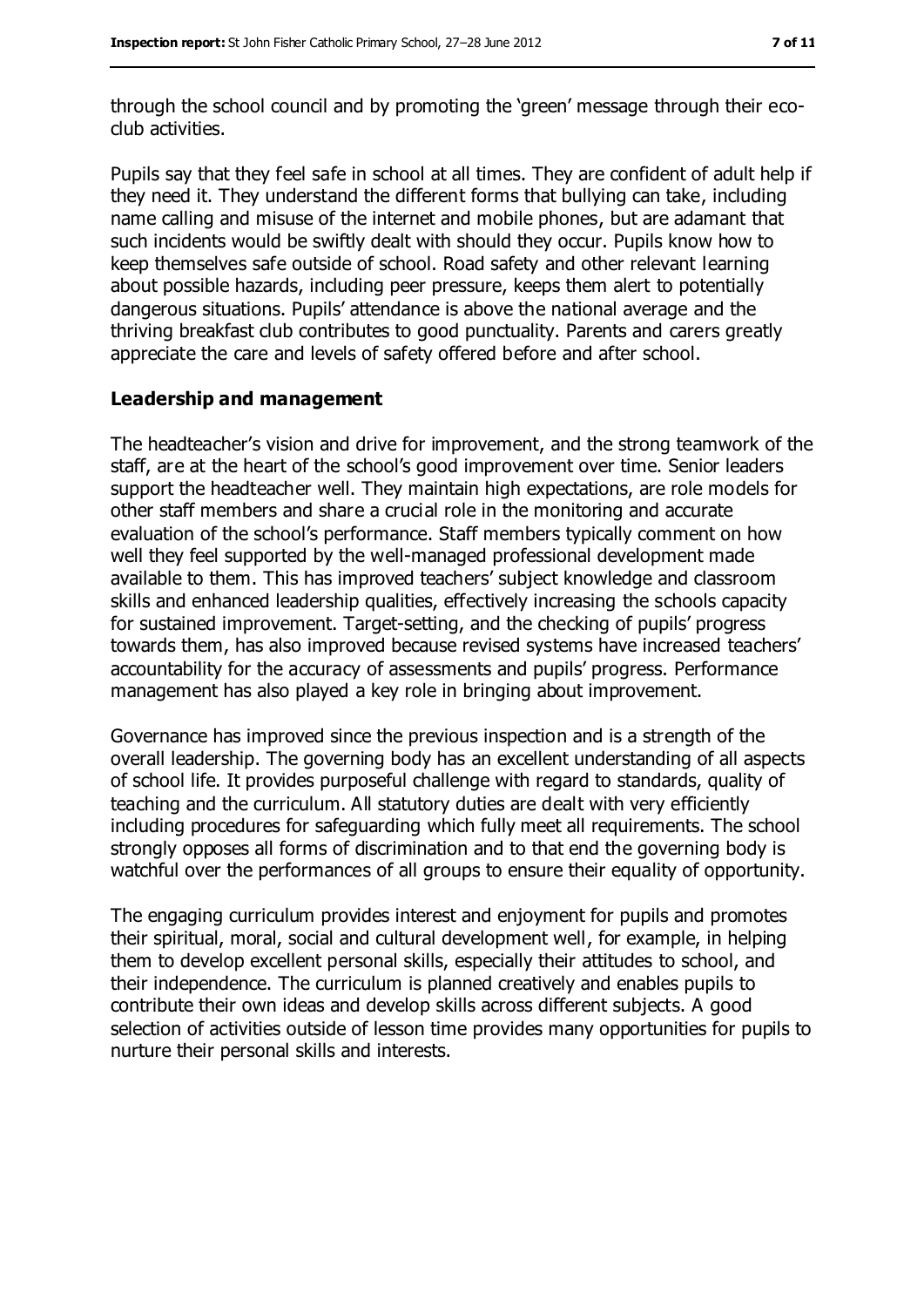through the school council and by promoting the 'green' message through their eco-club activities.

Pupils say that they feel safe in school at all times. They are confident of adult help if they need it. They understand the different forms that bullying can take, including name calling and misuse of the internet and mobile phones, but are adamant that such incidents would be swiftly dealt with should they occur. Pupils know how to keep themselves safe outside of school. Road safety and other relevant learning about possible hazards, including peer pressure, keeps them alert to potentially dangerous situations. Pupils' attendance is above the national average and the thriving breakfast club contributes to good punctuality. Parents and carers greatly appreciate the care and levels of safety offered before and after school.

### Leadership and management

The headteacher's vision and drive for improvement, and the strong teamwork of the staff, are at the heart of the school's good improvement over time. Senior leaders support the headteacher well. They maintain high expectations, are role models for other staff members and share a crucial role in the monitoring and accurate evaluation of the school's performance. Staff members typically comment on how well they feel supported by the well-managed professional development made available to them. This has improved teachers' subject knowledge and classroom skills and enhanced leadership qualities, effectively increasing the schools capacity for sustained improvement. Target-setting, and the checking of pupils' progress towards them, has also improved because revised systems have increased teachers' accountability for the accuracy of assessments and pupils' progress. Performance management has also played a key role in bringing about improvement.

Governance has improved since the previous inspection and is a strength of the overall leadership. The governing body has an excellent understanding of all aspects of school life. It provides purposeful challenge with regard to standards, quality of teaching and the curriculum. All statutory duties are dealt with very efficiently including procedures for safeguarding which fully meet all requirements. The school strongly opposes all forms of discrimination and to that end the governing body is watchful over the performances of all groups to ensure their equality of opportunity.

The engaging curriculum provides interest and enjoyment for pupils and promotes their spiritual, moral, social and cultural development well, for example, in helping them to develop excellent personal skills, especially their attitudes to school, and their independence. The curriculum is planned creatively and enables pupils to contribute their own ideas and develop skills across different subjects. A good selection of activities outside of lesson time provides many opportunities for pupils to nurture their personal skills and interests.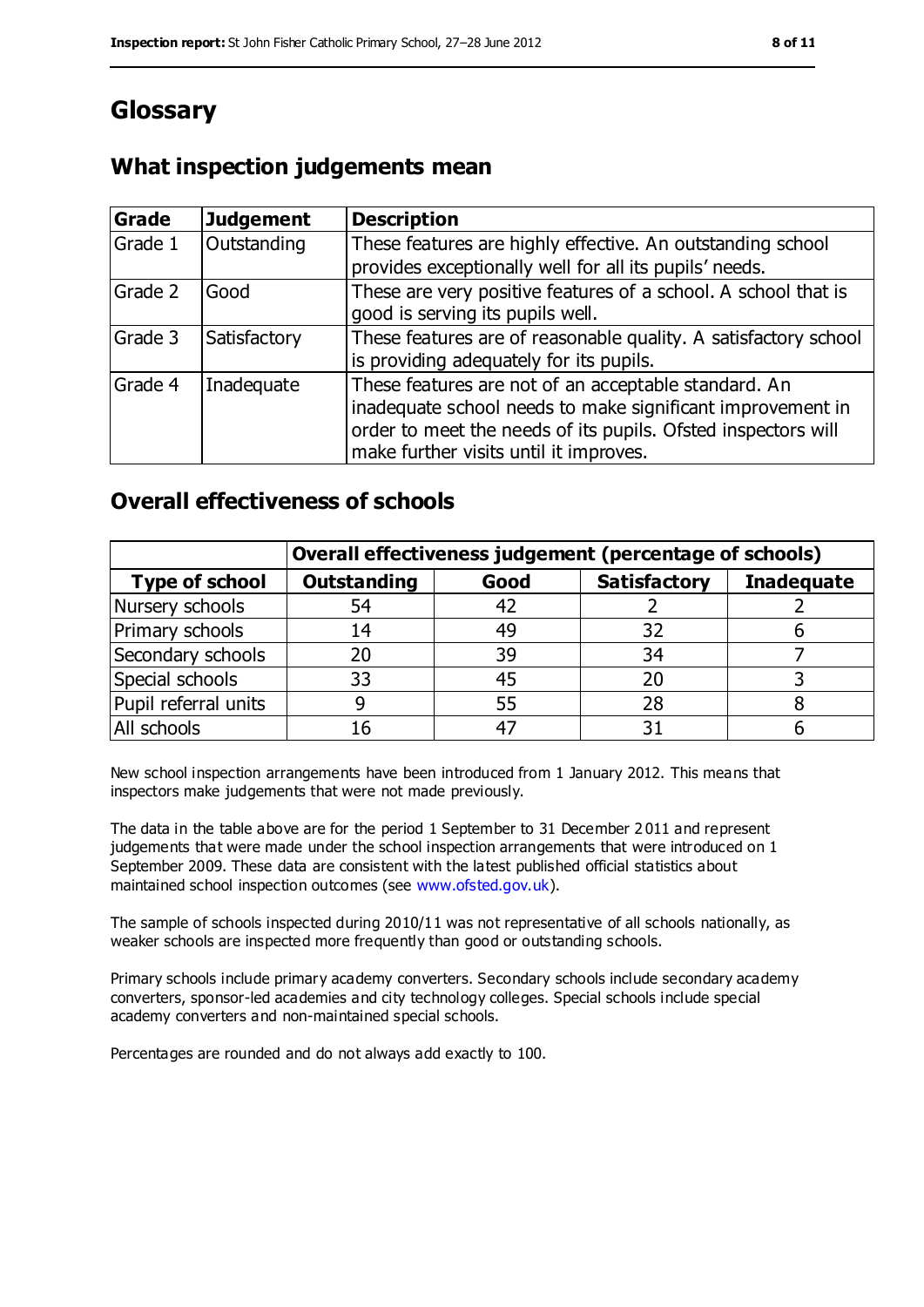# Glossary

## What inspection judgements mean

| Grade | Judgement | Description |
|---|---|---|
| Grade 1 | Outstanding | These features are highly effective. An outstanding school provides exceptionally well for all its pupils' needs. |
| Grade 2 | Good | These are very positive features of a school. A school that is good is serving its pupils well. |
| Grade 3 | Satisfactory | These features are of reasonable quality. A satisfactory school is providing adequately for its pupils. |
| Grade 4 | Inadequate | These features are not of an acceptable standard. An inadequate school needs to make significant improvement in order to meet the needs of its pupils. Ofsted inspectors will make further visits until it improves. |

## Overall effectiveness of schools

| | Overall effectiveness judgement (percentage of schools) | | | |
|---|---|---|---|---|
| **Type of school** | **Outstanding** | **Good** | **Satisfactory** | **Inadequate** |
| Nursery schools | 54 | 42 | 2 | 2 |
| Primary schools | 14 | 49 | 32 | 6 |
| Secondary schools | 20 | 39 | 34 | 7 |
| Special schools | 33 | 45 | 20 | 3 |
| Pupil referral units | 9 | 55 | 28 | 8 |
| All schools | 16 | 47 | 31 | 6 |

New school inspection arrangements have been introduced from 1 January 2012. This means that inspectors make judgements that were not made previously.

The data in the table above are for the period 1 September to 31 December 2011 and represent judgements that were made under the school inspection arrangements that were introduced on 1 September 2009. These data are consistent with the latest published official statistics about maintained school inspection outcomes (see www.ofsted.gov.uk).

The sample of schools inspected during 2010/11 was not representative of all schools nationally, as weaker schools are inspected more frequently than good or outstanding schools.

Primary schools include primary academy converters. Secondary schools include secondary academy converters, sponsor-led academies and city technology colleges. Special schools include special academy converters and non-maintained special schools.

Percentages are rounded and do not always add exactly to 100.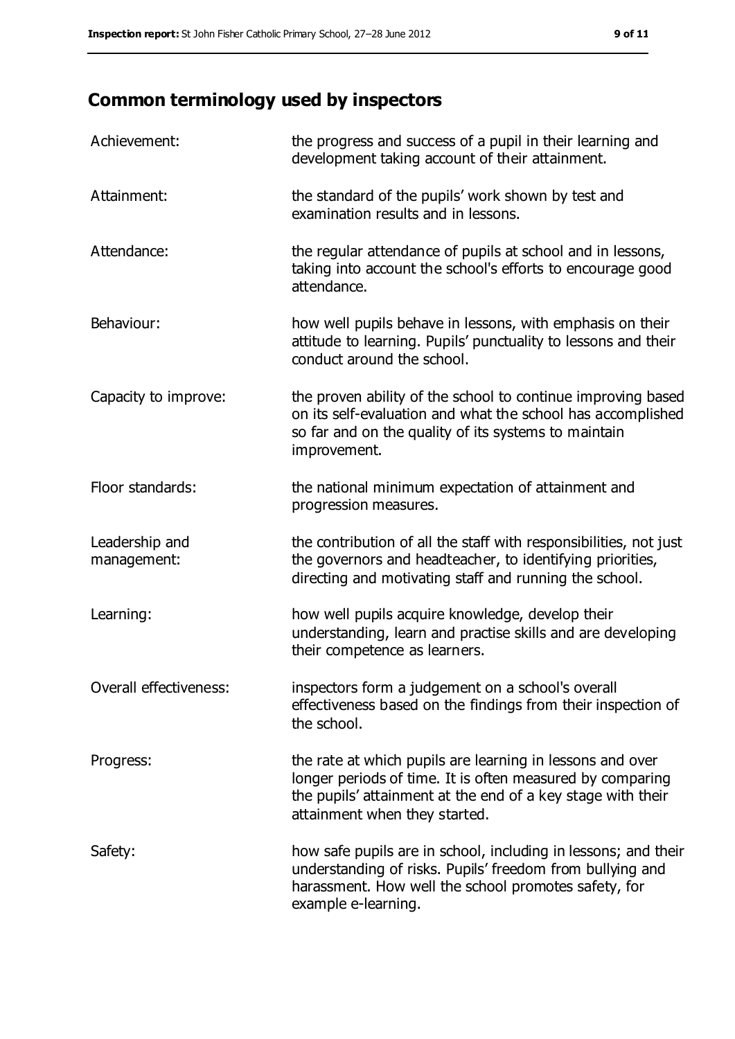## Common terminology used by inspectors

| | |
|---|---|
| Achievement: | the progress and success of a pupil in their learning and development taking account of their attainment. |
| Attainment: | the standard of the pupils' work shown by test and examination results and in lessons. |
| Attendance: | the regular attendance of pupils at school and in lessons, taking into account the school's efforts to encourage good attendance. |
| Behaviour: | how well pupils behave in lessons, with emphasis on their attitude to learning. Pupils' punctuality to lessons and their conduct around the school. |
| Capacity to improve: | the proven ability of the school to continue improving based on its self-evaluation and what the school has accomplished so far and on the quality of its systems to maintain improvement. |
| Floor standards: | the national minimum expectation of attainment and progression measures. |
| Leadership and management: | the contribution of all the staff with responsibilities, not just the governors and headteacher, to identifying priorities, directing and motivating staff and running the school. |
| Learning: | how well pupils acquire knowledge, develop their understanding, learn and practise skills and are developing their competence as learners. |
| Overall effectiveness: | inspectors form a judgement on a school's overall effectiveness based on the findings from their inspection of the school. |
| Progress: | the rate at which pupils are learning in lessons and over longer periods of time. It is often measured by comparing the pupils' attainment at the end of a key stage with their attainment when they started. |
| Safety: | how safe pupils are in school, including in lessons; and their understanding of risks. Pupils' freedom from bullying and harassment. How well the school promotes safety, for example e-learning. |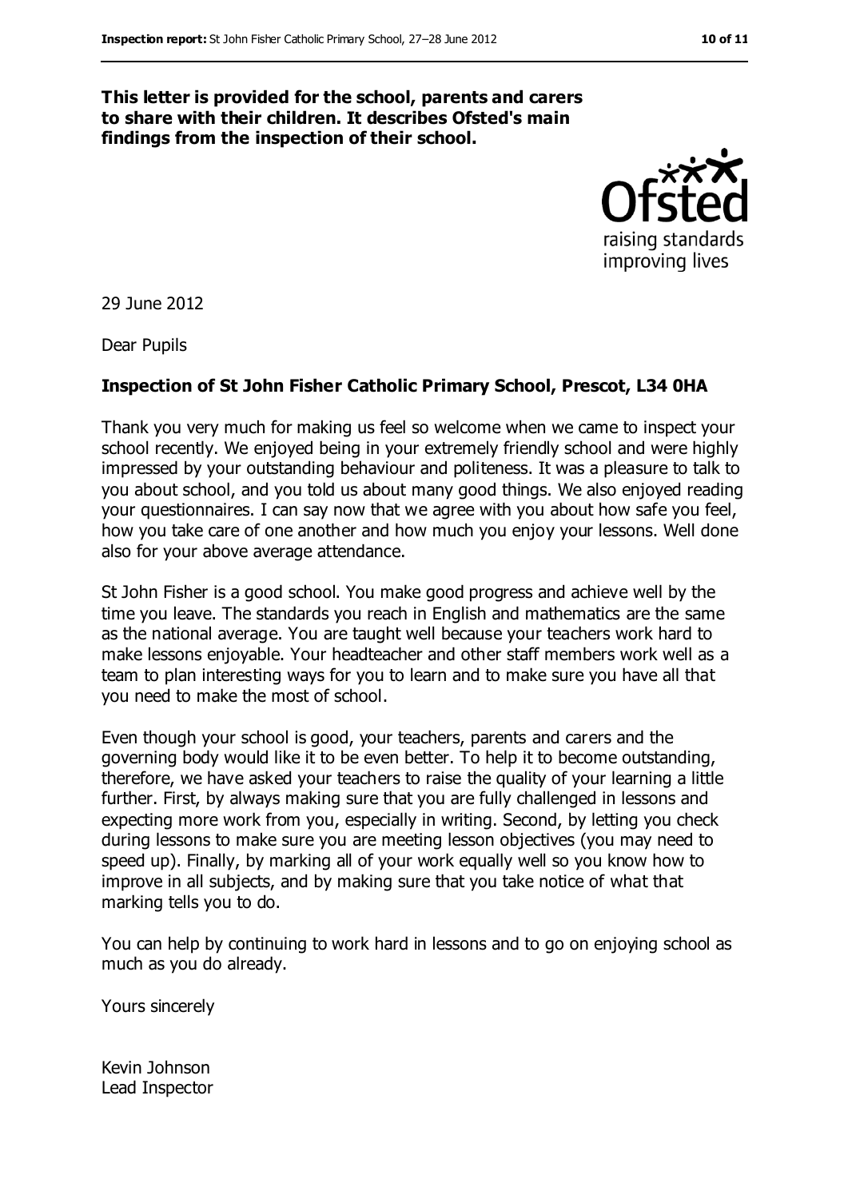**This letter is provided for the school, parents and carers to share with their children. It describes Ofsted's main findings from the inspection of their school.**

29 June 2012

Dear Pupils

**Inspection of St John Fisher Catholic Primary School, Prescot, L34 0HA**

Thank you very much for making us feel so welcome when we came to inspect your school recently. We enjoyed being in your extremely friendly school and were highly impressed by your outstanding behaviour and politeness. It was a pleasure to talk to you about school, and you told us about many good things. We also enjoyed reading your questionnaires. I can say now that we agree with you about how safe you feel, how you take care of one another and how much you enjoy your lessons. Well done also for your above average attendance.

St John Fisher is a good school. You make good progress and achieve well by the time you leave. The standards you reach in English and mathematics are the same as the national average. You are taught well because your teachers work hard to make lessons enjoyable. Your headteacher and other staff members work well as a team to plan interesting ways for you to learn and to make sure you have all that you need to make the most of school.

Even though your school is good, your teachers, parents and carers and the governing body would like it to be even better. To help it to become outstanding, therefore, we have asked your teachers to raise the quality of your learning a little further. First, by always making sure that you are fully challenged in lessons and expecting more work from you, especially in writing. Second, by letting you check during lessons to make sure you are meeting lesson objectives (you may need to speed up). Finally, by marking all of your work equally well so you know how to improve in all subjects, and by making sure that you take notice of what that marking tells you to do.

You can help by continuing to work hard in lessons and to go on enjoying school as much as you do already.

Yours sincerely

Kevin Johnson
Lead Inspector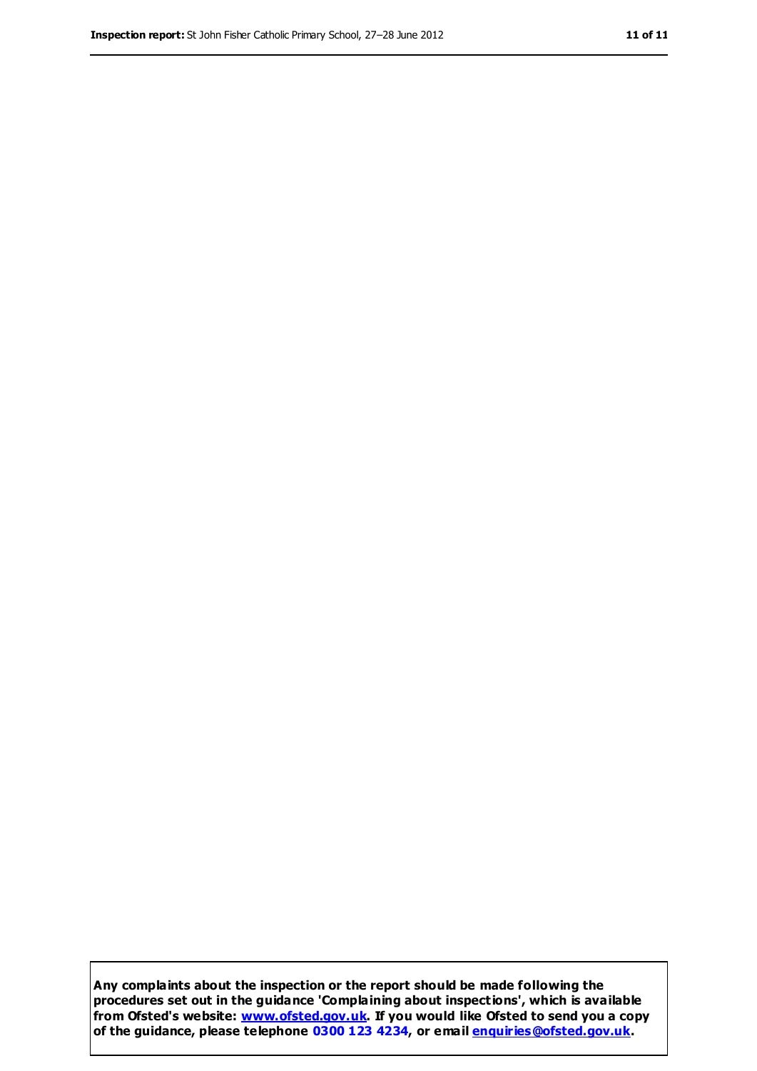**Any complaints about the inspection or the report should be made following the procedures set out in the guidance 'Complaining about inspections', which is available from Ofsted's website: [www.ofsted.gov.uk](http://www.ofsted.gov.uk). If you would like Ofsted to send you a copy of the guidance, please telephone 0300 123 4234, or email [enquiries@ofsted.gov.uk](mailto:enquiries@ofsted.gov.uk).**